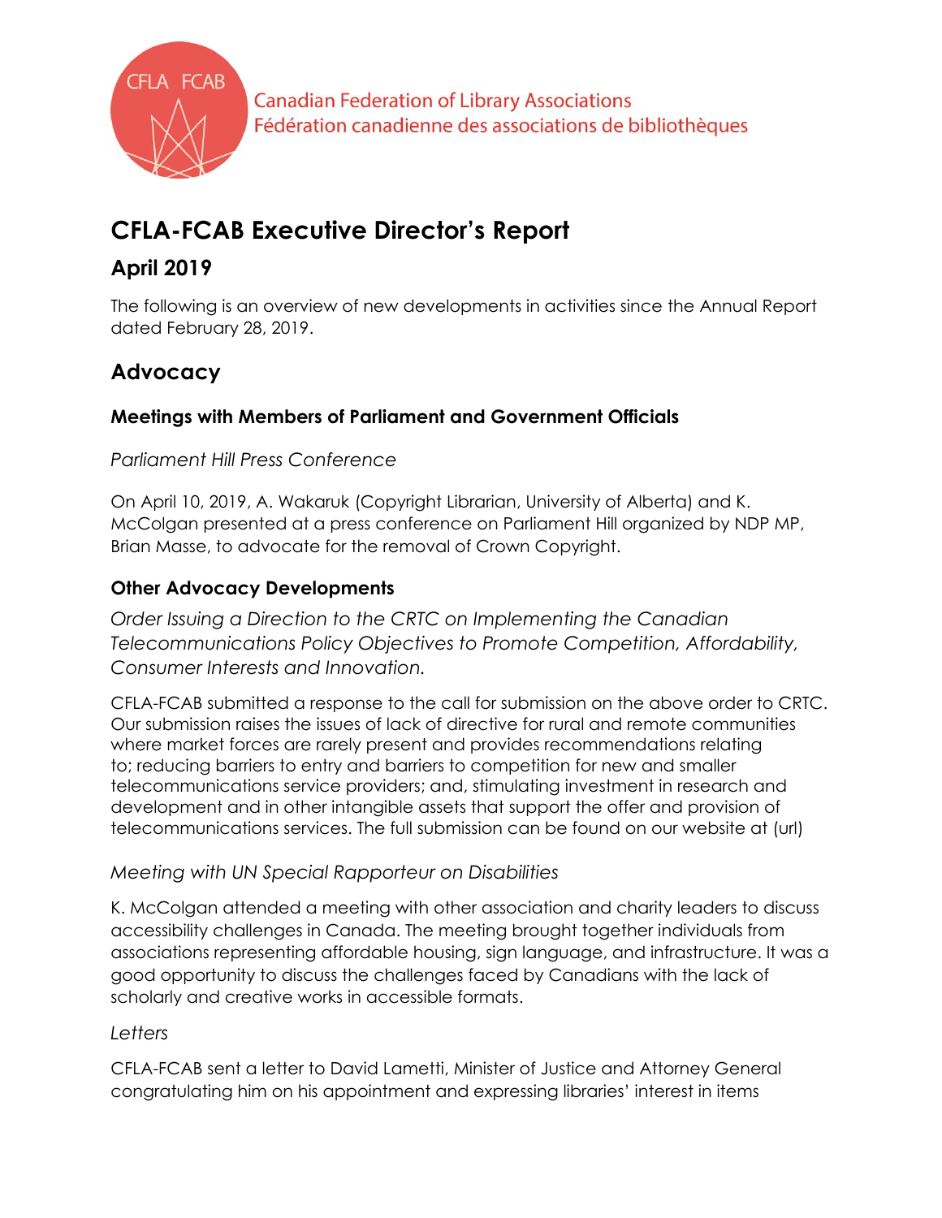CFLA FCAB

Canadian Federation of Library Associations
Fédération canadienne des associations de bibliothèques

# CFLA-FCAB Executive Director's Report

## April 2019

The following is an overview of new developments in activities since the Annual Report dated February 28, 2019.

## Advocacy

### Meetings with Members of Parliament and Government Officials

*Parliament Hill Press Conference*

On April 10, 2019, A. Wakaruk (Copyright Librarian, University of Alberta) and K. McColgan presented at a press conference on Parliament Hill organized by NDP MP, Brian Masse, to advocate for the removal of Crown Copyright.

### Other Advocacy Developments

*Order Issuing a Direction to the CRTC on Implementing the Canadian Telecommunications Policy Objectives to Promote Competition, Affordability, Consumer Interests and Innovation.*

CFLA-FCAB submitted a response to the call for submission on the above order to CRTC. Our submission raises the issues of lack of directive for rural and remote communities where market forces are rarely present and provides recommendations relating to; reducing barriers to entry and barriers to competition for new and smaller telecommunications service providers; and, stimulating investment in research and development and in other intangible assets that support the offer and provision of telecommunications services. The full submission can be found on our website at (url)

*Meeting with UN Special Rapporteur on Disabilities*

K. McColgan attended a meeting with other association and charity leaders to discuss accessibility challenges in Canada. The meeting brought together individuals from associations representing affordable housing, sign language, and infrastructure. It was a good opportunity to discuss the challenges faced by Canadians with the lack of scholarly and creative works in accessible formats.

*Letters*

CFLA-FCAB sent a letter to David Lametti, Minister of Justice and Attorney General congratulating him on his appointment and expressing libraries' interest in items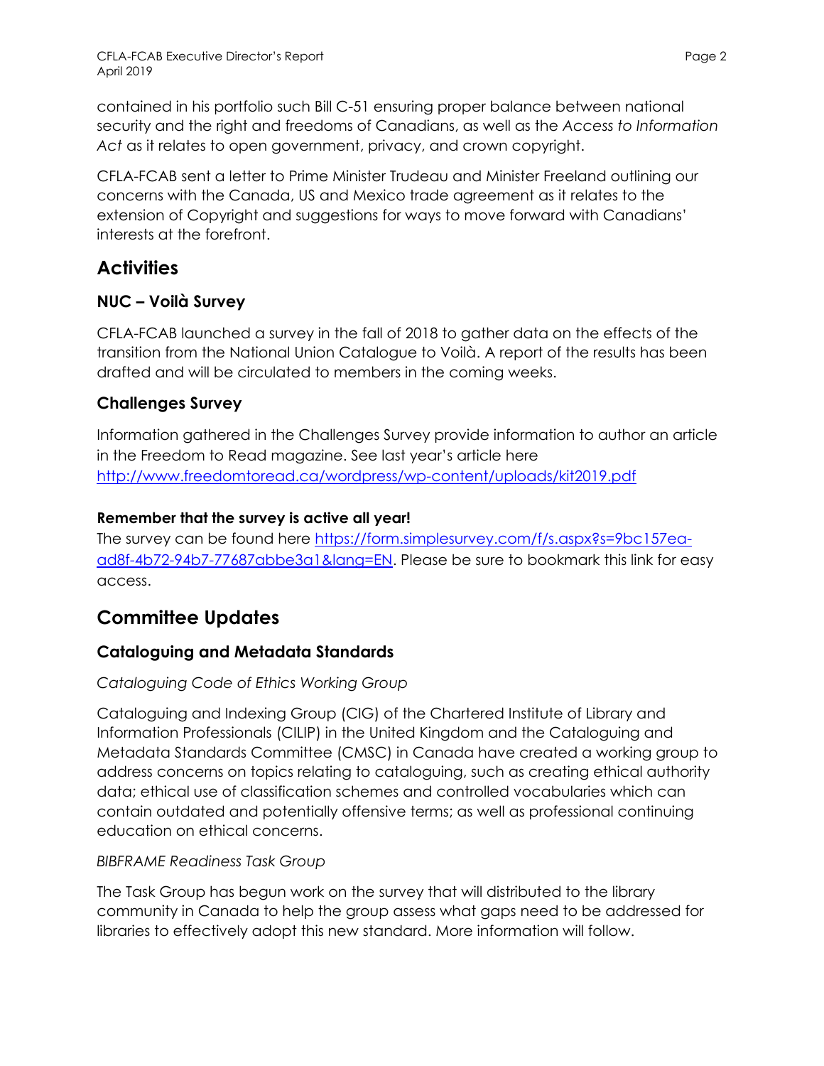contained in his portfolio such Bill C-51 ensuring proper balance between national security and the right and freedoms of Canadians, as well as the *Access to Information Act* as it relates to open government, privacy, and crown copyright.

CFLA-FCAB sent a letter to Prime Minister Trudeau and Minister Freeland outlining our concerns with the Canada, US and Mexico trade agreement as it relates to the extension of Copyright and suggestions for ways to move forward with Canadians' interests at the forefront.

## Activities

### NUC – Voilà Survey

CFLA-FCAB launched a survey in the fall of 2018 to gather data on the effects of the transition from the National Union Catalogue to Voilà. A report of the results has been drafted and will be circulated to members in the coming weeks.

### Challenges Survey

Information gathered in the Challenges Survey provide information to author an article in the Freedom to Read magazine. See last year's article here [http://www.freedomtoread.ca/wordpress/wp-content/uploads/kit2019.pdf](http://www.freedomtoread.ca/wordpress/wp-content/uploads/kit2019.pdf)

**Remember that the survey is active all year!**
The survey can be found here [https://form.simplesurvey.com/f/s.aspx?s=9bc157ea-ad8f-4b72-94b7-77687abbe3a1&lang=EN](https://form.simplesurvey.com/f/s.aspx?s=9bc157ea-ad8f-4b72-94b7-77687abbe3a1&lang=EN). Please be sure to bookmark this link for easy access.

## Committee Updates

### Cataloguing and Metadata Standards

*Cataloguing Code of Ethics Working Group*

Cataloguing and Indexing Group (CIG) of the Chartered Institute of Library and Information Professionals (CILIP) in the United Kingdom and the Cataloguing and Metadata Standards Committee (CMSC) in Canada have created a working group to address concerns on topics relating to cataloguing, such as creating ethical authority data; ethical use of classification schemes and controlled vocabularies which can contain outdated and potentially offensive terms; as well as professional continuing education on ethical concerns.

*BIBFRAME Readiness Task Group*

The Task Group has begun work on the survey that will distributed to the library community in Canada to help the group assess what gaps need to be addressed for libraries to effectively adopt this new standard. More information will follow.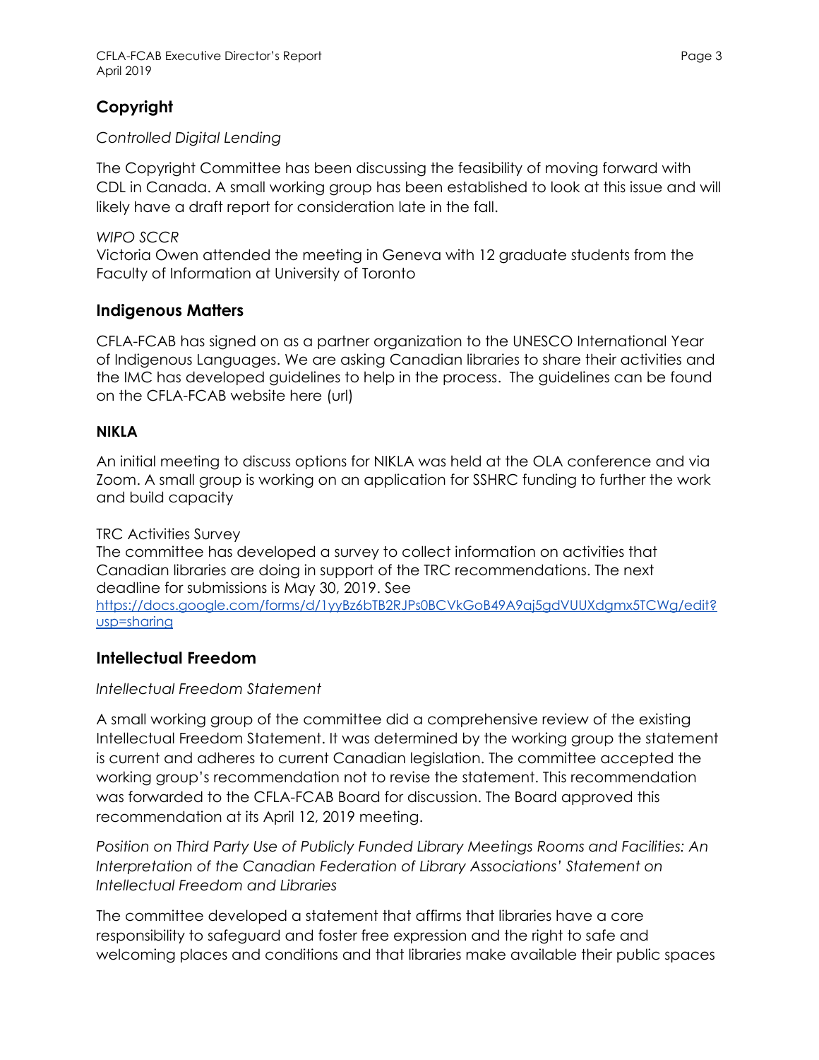## Copyright

*Controlled Digital Lending*

The Copyright Committee has been discussing the feasibility of moving forward with CDL in Canada. A small working group has been established to look at this issue and will likely have a draft report for consideration late in the fall.

*WIPO SCCR*

Victoria Owen attended the meeting in Geneva with 12 graduate students from the Faculty of Information at University of Toronto

## Indigenous Matters

CFLA-FCAB has signed on as a partner organization to the UNESCO International Year of Indigenous Languages. We are asking Canadian libraries to share their activities and the IMC has developed guidelines to help in the process. The guidelines can be found on the CFLA-FCAB website here (url)

### NIKLA

An initial meeting to discuss options for NIKLA was held at the OLA conference and via Zoom. A small group is working on an application for SSHRC funding to further the work and build capacity

TRC Activities Survey

The committee has developed a survey to collect information on activities that Canadian libraries are doing in support of the TRC recommendations. The next deadline for submissions is May 30, 2019. See https://docs.google.com/forms/d/1yyBz6bTB2RJPs0BCVkGoB49A9aj5gdVUUXdgmx5TCWg/edit?usp=sharing

## Intellectual Freedom

*Intellectual Freedom Statement*

A small working group of the committee did a comprehensive review of the existing Intellectual Freedom Statement. It was determined by the working group the statement is current and adheres to current Canadian legislation. The committee accepted the working group's recommendation not to revise the statement. This recommendation was forwarded to the CFLA-FCAB Board for discussion. The Board approved this recommendation at its April 12, 2019 meeting.

*Position on Third Party Use of Publicly Funded Library Meetings Rooms and Facilities: An Interpretation of the Canadian Federation of Library Associations' Statement on Intellectual Freedom and Libraries*

The committee developed a statement that affirms that libraries have a core responsibility to safeguard and foster free expression and the right to safe and welcoming places and conditions and that libraries make available their public spaces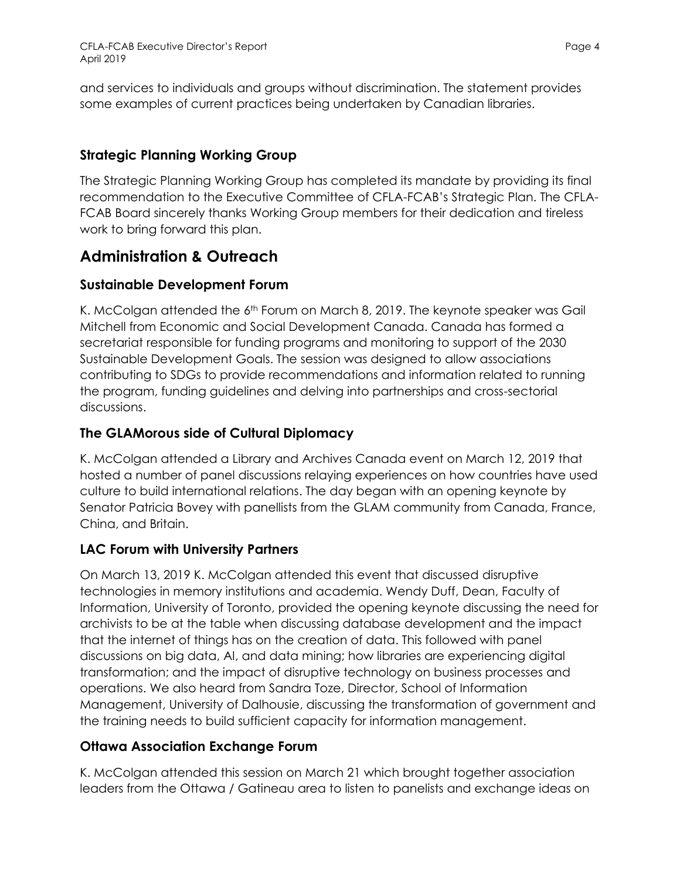and services to individuals and groups without discrimination. The statement provides some examples of current practices being undertaken by Canadian libraries.

### Strategic Planning Working Group

The Strategic Planning Working Group has completed its mandate by providing its final recommendation to the Executive Committee of CFLA-FCAB's Strategic Plan. The CFLA-FCAB Board sincerely thanks Working Group members for their dedication and tireless work to bring forward this plan.

## Administration & Outreach

### Sustainable Development Forum

K. McColgan attended the 6th Forum on March 8, 2019. The keynote speaker was Gail Mitchell from Economic and Social Development Canada. Canada has formed a secretariat responsible for funding programs and monitoring to support of the 2030 Sustainable Development Goals. The session was designed to allow associations contributing to SDGs to provide recommendations and information related to running the program, funding guidelines and delving into partnerships and cross-sectorial discussions.

### The GLAMorous side of Cultural Diplomacy

K. McColgan attended a Library and Archives Canada event on March 12, 2019 that hosted a number of panel discussions relaying experiences on how countries have used culture to build international relations. The day began with an opening keynote by Senator Patricia Bovey with panellists from the GLAM community from Canada, France, China, and Britain.

### LAC Forum with University Partners

On March 13, 2019 K. McColgan attended this event that discussed disruptive technologies in memory institutions and academia. Wendy Duff, Dean, Faculty of Information, University of Toronto, provided the opening keynote discussing the need for archivists to be at the table when discussing database development and the impact that the internet of things has on the creation of data. This followed with panel discussions on big data, AI, and data mining; how libraries are experiencing digital transformation; and the impact of disruptive technology on business processes and operations. We also heard from Sandra Toze, Director, School of Information Management, University of Dalhousie, discussing the transformation of government and the training needs to build sufficient capacity for information management.

### Ottawa Association Exchange Forum

K. McColgan attended this session on March 21 which brought together association leaders from the Ottawa / Gatineau area to listen to panelists and exchange ideas on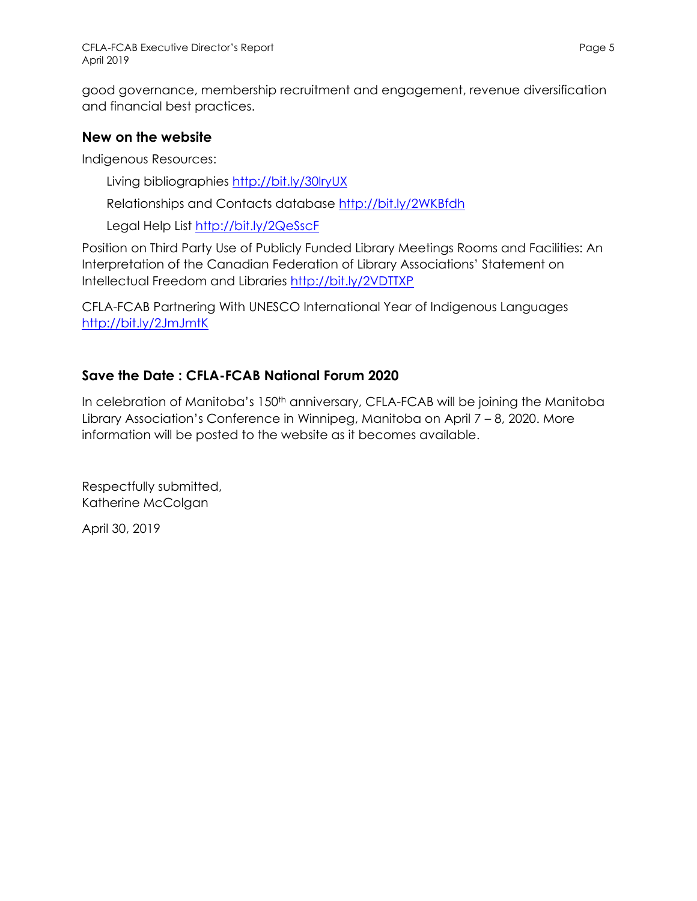good governance, membership recruitment and engagement, revenue diversification and financial best practices.

### New on the website

Indigenous Resources:

- Living bibliographies http://bit.ly/30lryUX
- Relationships and Contacts database http://bit.ly/2WKBfdh
- Legal Help List http://bit.ly/2QeSscF

Position on Third Party Use of Publicly Funded Library Meetings Rooms and Facilities: An Interpretation of the Canadian Federation of Library Associations' Statement on Intellectual Freedom and Libraries http://bit.ly/2VDTTXP

CFLA-FCAB Partnering With UNESCO International Year of Indigenous Languages http://bit.ly/2JmJmtK

### Save the Date : CFLA-FCAB National Forum 2020

In celebration of Manitoba's 150th anniversary, CFLA-FCAB will be joining the Manitoba Library Association's Conference in Winnipeg, Manitoba on April 7 – 8, 2020. More information will be posted to the website as it becomes available.

Respectfully submitted,
Katherine McColgan

April 30, 2019